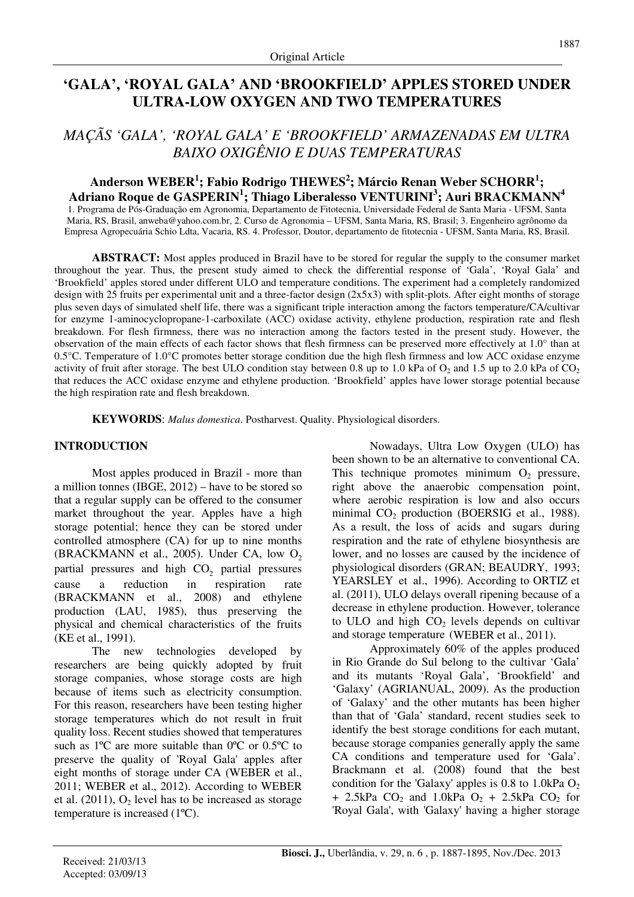Original Article

# 'GALA', 'ROYAL GALA' AND 'BROOKFIELD' APPLES STORED UNDER ULTRA-LOW OXYGEN AND TWO TEMPERATURES

## *MAÇÃS 'GALA', 'ROYAL GALA' E 'BROOKFIELD' ARMAZENADAS EM ULTRA BAIXO OXIGÊNIO E DUAS TEMPERATURAS*

**Anderson WEBER[1]; Fabio Rodrigo THEWES[2]; Márcio Renan Weber SCHORR[1]; Adriano Roque de GASPERIN[1]; Thiago Liberalesso VENTURINI[3]; Auri BRACKMANN[4]**

1. Programa de Pós-Graduação em Agronomia, Departamento de Fitotecnia, Universidade Federal de Santa Maria - UFSM, Santa Maria, RS, Brasil, anweba@yahoo.com.br, 2. Curso de Agronomia – UFSM, Santa Maria, RS, Brasil; 3. Engenheiro agrônomo da Empresa Agropecuária Schio Ldta, Vacaria, RS. 4. Professor, Doutor, departamento de fitotecnia - UFSM, Santa Maria, RS, Brasil.

**ABSTRACT:** Most apples produced in Brazil have to be stored for regular the supply to the consumer market throughout the year. Thus, the present study aimed to check the differential response of 'Gala', 'Royal Gala' and 'Brookfield' apples stored under different ULO and temperature conditions. The experiment had a completely randomized design with 25 fruits per experimental unit and a three-factor design (2x5x3) with split-plots. After eight months of storage plus seven days of simulated shelf life, there was a significant triple interaction among the factors temperature/CA/cultivar for enzyme 1-aminocyclopropane-1-carboxilate (ACC) oxidase activity, ethylene production, respiration rate and flesh breakdown. For flesh firmness, there was no interaction among the factors tested in the present study. However, the observation of the main effects of each factor shows that flesh firmness can be preserved more effectively at 1.0° than at 0.5°C. Temperature of 1.0°C promotes better storage condition due the high flesh firmness and low ACC oxidase enzyme activity of fruit after storage. The best ULO condition stay between 0.8 up to 1.0 kPa of $O_2$ and 1.5 up to 2.0 kPa of $CO_2$ that reduces the ACC oxidase enzyme and ethylene production. 'Brookfield' apples have lower storage potential because the high respiration rate and flesh breakdown.

**KEYWORDS**: *Malus domestica*. Postharvest. Quality. Physiological disorders.

## INTRODUCTION

Most apples produced in Brazil - more than a million tonnes (IBGE, 2012) – have to be stored so that a regular supply can be offered to the consumer market throughout the year. Apples have a high storage potential; hence they can be stored under controlled atmosphere (CA) for up to nine months (BRACKMANN et al., 2005). Under CA, low $O_2$ partial pressures and high $CO_2$ partial pressures cause a reduction in respiration rate (BRACKMANN et al., 2008) and ethylene production (LAU, 1985), thus preserving the physical and chemical characteristics of the fruits (KE et al., 1991).

The new technologies developed by researchers are being quickly adopted by fruit storage companies, whose storage costs are high because of items such as electricity consumption. For this reason, researchers have been testing higher storage temperatures which do not result in fruit quality loss. Recent studies showed that temperatures such as 1ºC are more suitable than 0ºC or 0.5ºC to preserve the quality of 'Royal Gala' apples after eight months of storage under CA (WEBER et al., 2011; WEBER et al., 2012). According to WEBER et al. (2011), $O_2$ level has to be increased as storage temperature is increased (1ºC).

Nowadays, Ultra Low Oxygen (ULO) has been shown to be an alternative to conventional CA. This technique promotes minimum $O_2$ pressure, right above the anaerobic compensation point, where aerobic respiration is low and also occurs minimal $CO_2$ production (BOERSIG et al., 1988). As a result, the loss of acids and sugars during respiration and the rate of ethylene biosynthesis are lower, and no losses are caused by the incidence of physiological disorders (GRAN; BEAUDRY, 1993; YEARSLEY et al., 1996). According to ORTIZ et al. (2011), ULO delays overall ripening because of a decrease in ethylene production. However, tolerance to ULO and high $CO_2$ levels depends on cultivar and storage temperature (WEBER et al., 2011).

Approximately 60% of the apples produced in Rio Grande do Sul belong to the cultivar 'Gala' and its mutants 'Royal Gala', 'Brookfield' and 'Galaxy' (AGRIANUAL, 2009). As the production of 'Galaxy' and the other mutants has been higher than that of 'Gala' standard, recent studies seek to identify the best storage conditions for each mutant, because storage companies generally apply the same CA conditions and temperature used for 'Gala'. Brackmann et al. (2008) found that the best condition for the 'Galaxy' apples is 0.8 to 1.0kPa $O_2$ + 2.5kPa $CO_2$ and 1.0kPa $O_2$ + 2.5kPa $CO_2$ for 'Royal Gala', with 'Galaxy' having a higher storage

Received: 21/03/13
Accepted: 03/09/13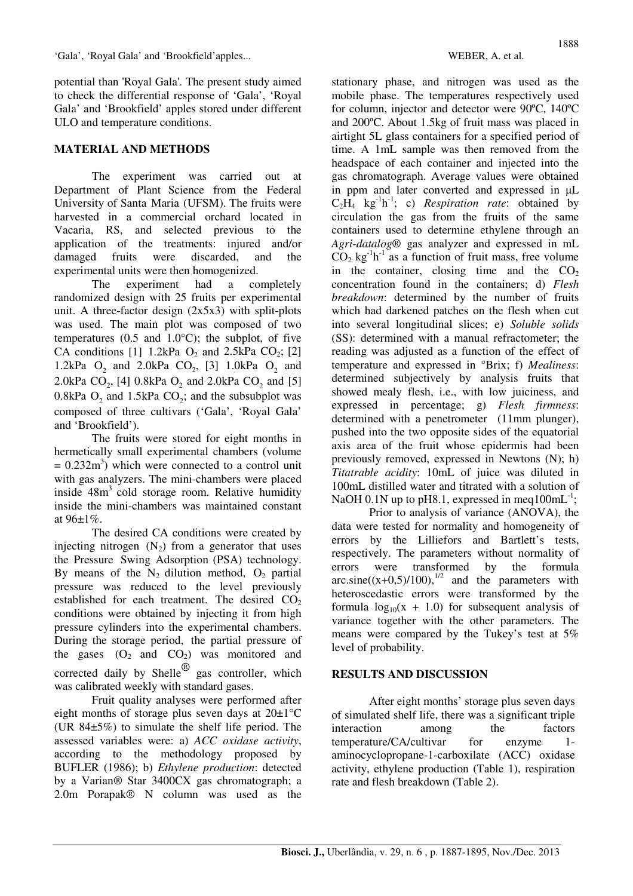potential than 'Royal Gala'. The present study aimed to check the differential response of 'Gala', 'Royal Gala' and 'Brookfield' apples stored under different ULO and temperature conditions.

## MATERIAL AND METHODS

The experiment was carried out at Department of Plant Science from the Federal University of Santa Maria (UFSM). The fruits were harvested in a commercial orchard located in Vacaria, RS, and selected previous to the application of the treatments: injured and/or damaged fruits were discarded, and the experimental units were then homogenized.

The experiment had a completely randomized design with 25 fruits per experimental unit. A three-factor design (2x5x3) with split-plots was used. The main plot was composed of two temperatures (0.5 and 1.0°C); the subplot, of five CA conditions [1] 1.2kPa $O_2$ and 2.5kPa $CO_2$; [2] 1.2kPa $O_2$ and 2.0kPa $CO_2$, [3] 1.0kPa $O_2$ and 2.0kPa $CO_2$, [4] 0.8kPa $O_2$ and 2.0kPa $CO_2$ and [5] 0.8kPa $O_2$ and 1.5kPa $CO_2$; and the subsubplot was composed of three cultivars ('Gala', 'Royal Gala' and 'Brookfield').

The fruits were stored for eight months in hermetically small experimental chambers (volume = 0.232$m^3$) which were connected to a control unit with gas analyzers. The mini-chambers were placed inside 48$m^3$ cold storage room. Relative humidity inside the mini-chambers was maintained constant at 96±1%.

The desired CA conditions were created by injecting nitrogen ($N_2$) from a generator that uses the Pressure Swing Adsorption (PSA) technology. By means of the $N_2$ dilution method, $O_2$ partial pressure was reduced to the level previously established for each treatment. The desired $CO_2$ conditions were obtained by injecting it from high pressure cylinders into the experimental chambers. During the storage period, the partial pressure of the gases ($O_2$ and $CO_2$) was monitored and corrected daily by Shelle® gas controller, which was calibrated weekly with standard gases.

Fruit quality analyses were performed after eight months of storage plus seven days at 20±1°C (UR 84±5%) to simulate the shelf life period. The assessed variables were: a) *ACC oxidase activity*, according to the methodology proposed by BUFLER (1986); b) *Ethylene production*: detected by a Varian® Star 3400CX gas chromatograph; a 2.0m Porapak® N column was used as the stationary phase, and nitrogen was used as the mobile phase. The temperatures respectively used for column, injector and detector were 90ºC, 140ºC and 200ºC. About 1.5kg of fruit mass was placed in airtight 5L glass containers for a specified period of time. A 1mL sample was then removed from the headspace of each container and injected into the gas chromatograph. Average values were obtained in ppm and later converted and expressed in μL $C_2H_4$ $kg^{-1}h^{-1}$; c) *Respiration rate*: obtained by circulation the gas from the fruits of the same containers used to determine ethylene through an *Agri-datalog*® gas analyzer and expressed in mL $CO_2$ $kg^{-1}h^{-1}$ as a function of fruit mass, free volume in the container, closing time and the $CO_2$ concentration found in the containers; d) *Flesh breakdown*: determined by the number of fruits which had darkened patches on the flesh when cut into several longitudinal slices; e) *Soluble solids* (SS): determined with a manual refractometer; the reading was adjusted as a function of the effect of temperature and expressed in °Brix; f) *Mealiness*: determined subjectively by analysis fruits that showed mealy flesh, i.e., with low juiciness, and expressed in percentage; g) *Flesh firmness*: determined with a penetrometer (11mm plunger), pushed into the two opposite sides of the equatorial axis area of the fruit whose epidermis had been previously removed, expressed in Newtons (N); h) *Titatrable acidity*: 10mL of juice was diluted in 100mL distilled water and titrated with a solution of NaOH 0.1N up to pH8.1, expressed in meq100$mL^{-1}$;

Prior to analysis of variance (ANOVA), the data were tested for normality and homogeneity of errors by the Lilliefors and Bartlett's tests, respectively. The parameters without normality of errors were transformed by the formula arc.sine$((x+0,5)/100)$,$^{1/2}$ and the parameters with heteroscedastic errors were transformed by the formula $\log_{10}(x + 1.0)$ for subsequent analysis of variance together with the other parameters. The means were compared by the Tukey's test at 5% level of probability.

## RESULTS AND DISCUSSION

After eight months' storage plus seven days of simulated shelf life, there was a significant triple interaction among the factors temperature/CA/cultivar for enzyme 1-aminocyclopropane-1-carboxilate (ACC) oxidase activity, ethylene production (Table 1), respiration rate and flesh breakdown (Table 2).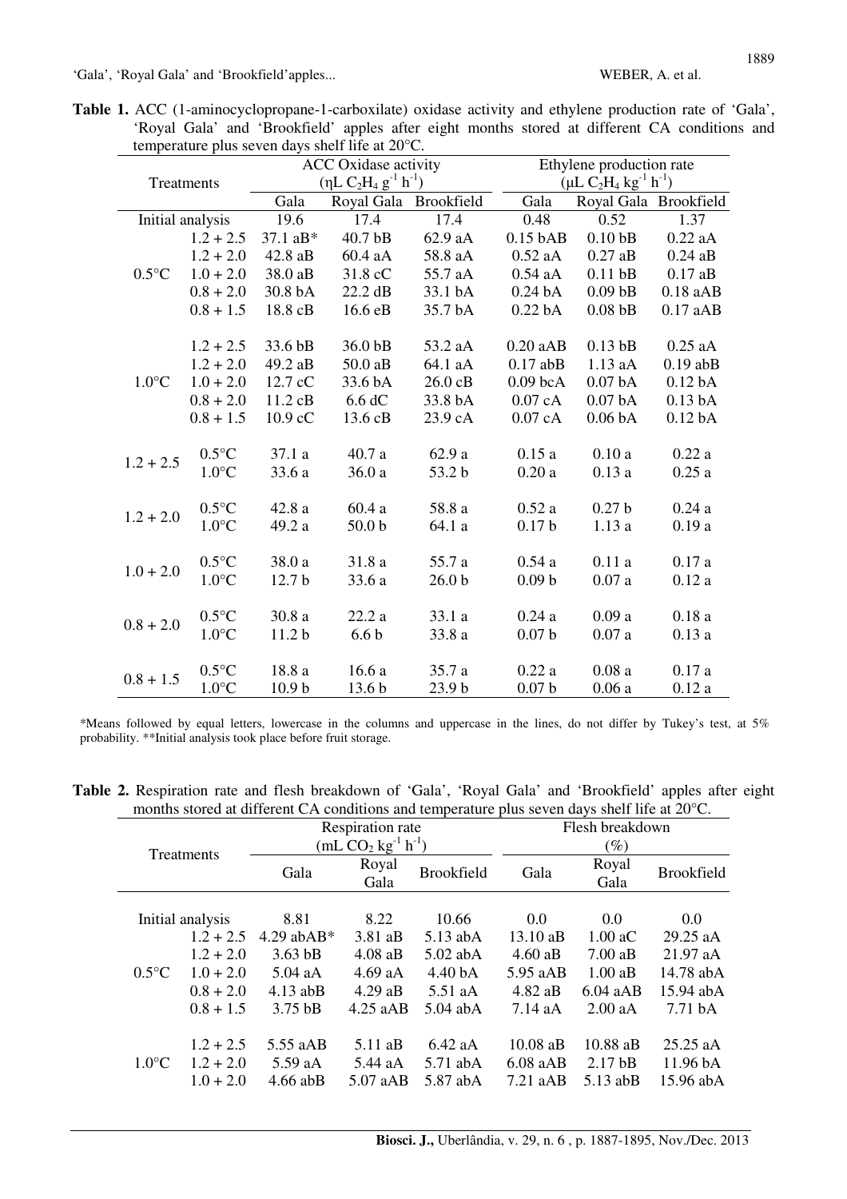**Table 1.** ACC (1-aminocyclopropane-1-carboxilate) oxidase activity and ethylene production rate of 'Gala', 'Royal Gala' and 'Brookfield' apples after eight months stored at different CA conditions and temperature plus seven days shelf life at 20°C.

| Treatments | | ACC Oxidase activity ($\eta L\ C_2H_4\ g^{-1}\ h^{-1}$) | | | Ethylene production rate ($\mu L\ C_2H_4\ kg^{-1}\ h^{-1}$) | | |
|---|---|---|---|---|---|---|---|
| | | Gala | Royal Gala | Brookfield | Gala | Royal Gala | Brookfield |
| Initial analysis | | 19.6 | 17.4 | 17.4 | 0.48 | 0.52 | 1.37 |
| 0.5°C | 1.2 + 2.5 | 37.1 aB* | 40.7 bB | 62.9 aA | 0.15 bAB | 0.10 bB | 0.22 aA |
| | 1.2 + 2.0 | 42.8 aB | 60.4 aA | 58.8 aA | 0.52 aA | 0.27 aB | 0.24 aB |
| | 1.0 + 2.0 | 38.0 aB | 31.8 cC | 55.7 aA | 0.54 aA | 0.11 bB | 0.17 aB |
| | 0.8 + 2.0 | 30.8 bA | 22.2 dB | 33.1 bA | 0.24 bA | 0.09 bB | 0.18 aAB |
| | 0.8 + 1.5 | 18.8 cB | 16.6 eB | 35.7 bA | 0.22 bA | 0.08 bB | 0.17 aAB |
| 1.0°C | 1.2 + 2.5 | 33.6 bB | 36.0 bB | 53.2 aA | 0.20 aAB | 0.13 bB | 0.25 aA |
| | 1.2 + 2.0 | 49.2 aB | 50.0 aB | 64.1 aA | 0.17 abB | 1.13 aA | 0.19 abB |
| | 1.0 + 2.0 | 12.7 cC | 33.6 bA | 26.0 cB | 0.09 bcA | 0.07 bA | 0.12 bA |
| | 0.8 + 2.0 | 11.2 cB | 6.6 dC | 33.8 bA | 0.07 cA | 0.07 bA | 0.13 bA |
| | 0.8 + 1.5 | 10.9 cC | 13.6 cB | 23.9 cA | 0.07 cA | 0.06 bA | 0.12 bA |
| 1.2 + 2.5 | 0.5°C | 37.1 a | 40.7 a | 62.9 a | 0.15 a | 0.10 a | 0.22 a |
| | 1.0°C | 33.6 a | 36.0 a | 53.2 b | 0.20 a | 0.13 a | 0.25 a |
| 1.2 + 2.0 | 0.5°C | 42.8 a | 60.4 a | 58.8 a | 0.52 a | 0.27 b | 0.24 a |
| | 1.0°C | 49.2 a | 50.0 b | 64.1 a | 0.17 b | 1.13 a | 0.19 a |
| 1.0 + 2.0 | 0.5°C | 38.0 a | 31.8 a | 55.7 a | 0.54 a | 0.11 a | 0.17 a |
| | 1.0°C | 12.7 b | 33.6 a | 26.0 b | 0.09 b | 0.07 a | 0.12 a |
| 0.8 + 2.0 | 0.5°C | 30.8 a | 22.2 a | 33.1 a | 0.24 a | 0.09 a | 0.18 a |
| | 1.0°C | 11.2 b | 6.6 b | 33.8 a | 0.07 b | 0.07 a | 0.13 a |
| 0.8 + 1.5 | 0.5°C | 18.8 a | 16.6 a | 35.7 a | 0.22 a | 0.08 a | 0.17 a |
| | 1.0°C | 10.9 b | 13.6 b | 23.9 b | 0.07 b | 0.06 a | 0.12 a |

*Means followed by equal letters, lowercase in the columns and uppercase in the lines, do not differ by Tukey's test, at 5% probability. **Initial analysis took place before fruit storage.

**Table 2.** Respiration rate and flesh breakdown of 'Gala', 'Royal Gala' and 'Brookfield' apples after eight months stored at different CA conditions and temperature plus seven days shelf life at 20°C.

| Treatments | | Respiration rate ($mL\ CO_2\ kg^{-1}\ h^{-1}$) | | | Flesh breakdown (%) | | |
|---|---|---|---|---|---|---|---|
| | | Gala | Royal Gala | Brookfield | Gala | Royal Gala | Brookfield |
| Initial analysis | | 8.81 | 8.22 | 10.66 | 0.0 | 0.0 | 0.0 |
| 0.5°C | 1.2 + 2.5 | 4.29 abAB* | 3.81 aB | 5.13 abA | 13.10 aB | 1.00 aC | 29.25 aA |
| | 1.2 + 2.0 | 3.63 bB | 4.08 aB | 5.02 abA | 4.60 aB | 7.00 aB | 21.97 aA |
| | 1.0 + 2.0 | 5.04 aA | 4.69 aA | 4.40 bA | 5.95 aAB | 1.00 aB | 14.78 abA |
| | 0.8 + 2.0 | 4.13 abB | 4.29 aB | 5.51 aA | 4.82 aB | 6.04 aAB | 15.94 abA |
| | 0.8 + 1.5 | 3.75 bB | 4.25 aAB | 5.04 abA | 7.14 aA | 2.00 aA | 7.71 bA |
| 1.0°C | 1.2 + 2.5 | 5.55 aAB | 5.11 aB | 6.42 aA | 10.08 aB | 10.88 aB | 25.25 aA |
| | 1.2 + 2.0 | 5.59 aA | 5.44 aA | 5.71 abA | 6.08 aAB | 2.17 bB | 11.96 bA |
| | 1.0 + 2.0 | 4.66 abB | 5.07 aAB | 5.87 abA | 7.21 aAB | 5.13 abB | 15.96 abA |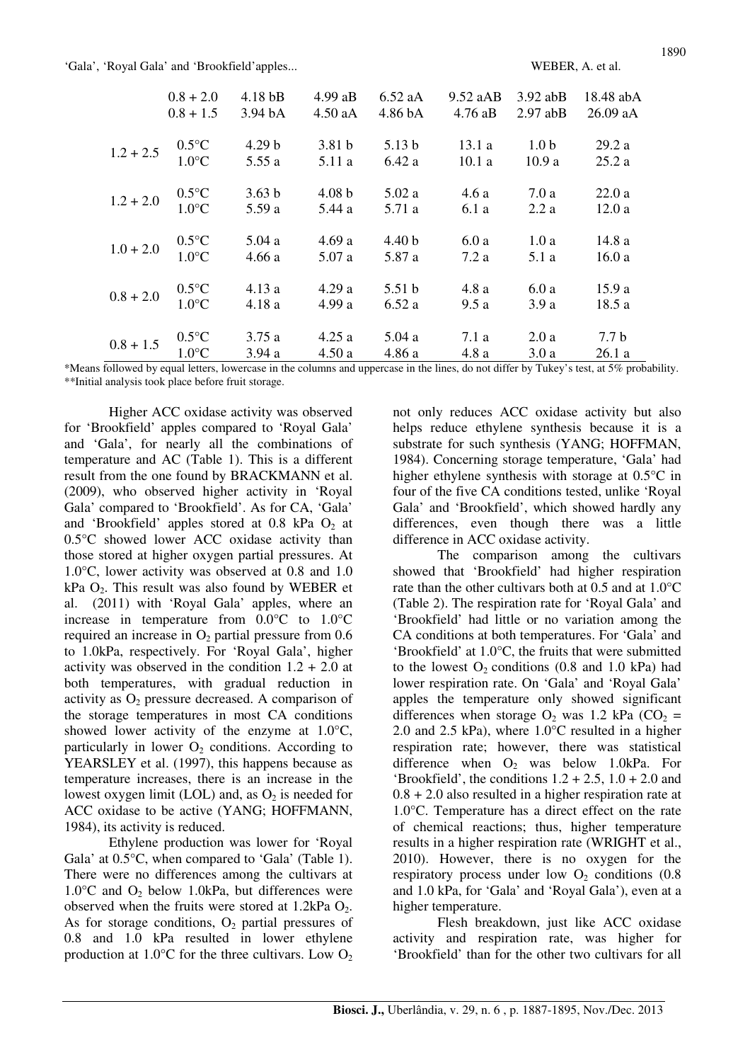| | | | | | | | |
|---|---|---|---|---|---|---|---|
| | 0.8 + 2.0 | 4.18 bB | 4.99 aB | 6.52 aA | 9.52 aAB | 3.92 abB | 18.48 abA |
| | 0.8 + 1.5 | 3.94 bA | 4.50 aA | 4.86 bA | 4.76 aB | 2.97 abB | 26.09 aA |
| 1.2 + 2.5 | 0.5°C | 4.29 b | 3.81 b | 5.13 b | 13.1 a | 1.0 b | 29.2 a |
| | 1.0°C | 5.55 a | 5.11 a | 6.42 a | 10.1 a | 10.9 a | 25.2 a |
| 1.2 + 2.0 | 0.5°C | 3.63 b | 4.08 b | 5.02 a | 4.6 a | 7.0 a | 22.0 a |
| | 1.0°C | 5.59 a | 5.44 a | 5.71 a | 6.1 a | 2.2 a | 12.0 a |
| 1.0 + 2.0 | 0.5°C | 5.04 a | 4.69 a | 4.40 b | 6.0 a | 1.0 a | 14.8 a |
| | 1.0°C | 4.66 a | 5.07 a | 5.87 a | 7.2 a | 5.1 a | 16.0 a |
| 0.8 + 2.0 | 0.5°C | 4.13 a | 4.29 a | 5.51 b | 4.8 a | 6.0 a | 15.9 a |
| | 1.0°C | 4.18 a | 4.99 a | 6.52 a | 9.5 a | 3.9 a | 18.5 a |
| 0.8 + 1.5 | 0.5°C | 3.75 a | 4.25 a | 5.04 a | 7.1 a | 2.0 a | 7.7 b |
| | 1.0°C | 3.94 a | 4.50 a | 4.86 a | 4.8 a | 3.0 a | 26.1 a |

*Means followed by equal letters, lowercase in the columns and uppercase in the lines, do not differ by Tukey's test, at 5% probability.
**Initial analysis took place before fruit storage.

Higher ACC oxidase activity was observed for 'Brookfield' apples compared to 'Royal Gala' and 'Gala', for nearly all the combinations of temperature and AC (Table 1). This is a different result from the one found by BRACKMANN et al. (2009), who observed higher activity in 'Royal Gala' compared to 'Brookfield'. As for CA, 'Gala' and 'Brookfield' apples stored at 0.8 kPa $O_2$ at 0.5°C showed lower ACC oxidase activity than those stored at higher oxygen partial pressures. At 1.0°C, lower activity was observed at 0.8 and 1.0 kPa $O_2$. This result was also found by WEBER et al. (2011) with 'Royal Gala' apples, where an increase in temperature from 0.0°C to 1.0°C required an increase in $O_2$ partial pressure from 0.6 to 1.0kPa, respectively. For 'Royal Gala', higher activity was observed in the condition 1.2 + 2.0 at both temperatures, with gradual reduction in activity as $O_2$ pressure decreased. A comparison of the storage temperatures in most CA conditions showed lower activity of the enzyme at 1.0°C, particularly in lower $O_2$ conditions. According to YEARSLEY et al. (1997), this happens because as temperature increases, there is an increase in the lowest oxygen limit (LOL) and, as $O_2$ is needed for ACC oxidase to be active (YANG; HOFFMANN, 1984), its activity is reduced.

Ethylene production was lower for 'Royal Gala' at 0.5°C, when compared to 'Gala' (Table 1). There were no differences among the cultivars at 1.0°C and $O_2$ below 1.0kPa, but differences were observed when the fruits were stored at 1.2kPa $O_2$. As for storage conditions, $O_2$ partial pressures of 0.8 and 1.0 kPa resulted in lower ethylene production at 1.0°C for the three cultivars. Low $O_2$ not only reduces ACC oxidase activity but also helps reduce ethylene synthesis because it is a substrate for such synthesis (YANG; HOFFMAN, 1984). Concerning storage temperature, 'Gala' had higher ethylene synthesis with storage at 0.5°C in four of the five CA conditions tested, unlike 'Royal Gala' and 'Brookfield', which showed hardly any differences, even though there was a little difference in ACC oxidase activity.

The comparison among the cultivars showed that 'Brookfield' had higher respiration rate than the other cultivars both at 0.5 and at 1.0°C (Table 2). The respiration rate for 'Royal Gala' and 'Brookfield' had little or no variation among the CA conditions at both temperatures. For 'Gala' and 'Brookfield' at 1.0°C, the fruits that were submitted to the lowest $O_2$ conditions (0.8 and 1.0 kPa) had lower respiration rate. On 'Gala' and 'Royal Gala' apples the temperature only showed significant differences when storage $O_2$ was 1.2 kPa ($CO_2$ = 2.0 and 2.5 kPa), where 1.0°C resulted in a higher respiration rate; however, there was statistical difference when $O_2$ was below 1.0kPa. For 'Brookfield', the conditions 1.2 + 2.5, 1.0 + 2.0 and 0.8 + 2.0 also resulted in a higher respiration rate at 1.0°C. Temperature has a direct effect on the rate of chemical reactions; thus, higher temperature results in a higher respiration rate (WRIGHT et al., 2010). However, there is no oxygen for the respiratory process under low $O_2$ conditions (0.8 and 1.0 kPa, for 'Gala' and 'Royal Gala'), even at a higher temperature.

Flesh breakdown, just like ACC oxidase activity and respiration rate, was higher for 'Brookfield' than for the other two cultivars for all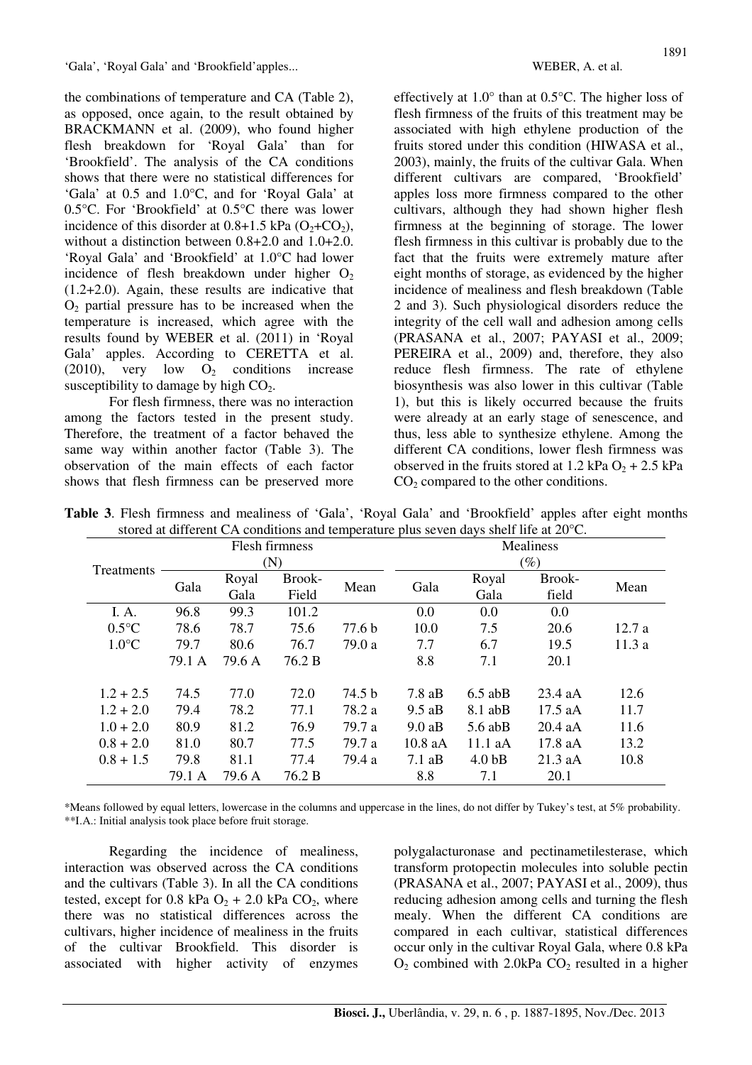the combinations of temperature and CA (Table 2), as opposed, once again, to the result obtained by BRACKMANN et al. (2009), who found higher flesh breakdown for 'Royal Gala' than for 'Brookfield'. The analysis of the CA conditions shows that there were no statistical differences for 'Gala' at 0.5 and 1.0°C, and for 'Royal Gala' at 0.5°C. For 'Brookfield' at 0.5°C there was lower incidence of this disorder at 0.8+1.5 kPa ($O_2$+$CO_2$), without a distinction between 0.8+2.0 and 1.0+2.0. 'Royal Gala' and 'Brookfield' at 1.0°C had lower incidence of flesh breakdown under higher $O_2$ (1.2+2.0). Again, these results are indicative that $O_2$ partial pressure has to be increased when the temperature is increased, which agree with the results found by WEBER et al. (2011) in 'Royal Gala' apples. According to CERETTA et al. (2010), very low $O_2$ conditions increase susceptibility to damage by high $CO_2$.

For flesh firmness, there was no interaction among the factors tested in the present study. Therefore, the treatment of a factor behaved the same way within another factor (Table 3). The observation of the main effects of each factor shows that flesh firmness can be preserved more effectively at 1.0° than at 0.5°C. The higher loss of flesh firmness of the fruits of this treatment may be associated with high ethylene production of the fruits stored under this condition (HIWASA et al., 2003), mainly, the fruits of the cultivar Gala. When different cultivars are compared, 'Brookfield' apples loss more firmness compared to the other cultivars, although they had shown higher flesh firmness at the beginning of storage. The lower flesh firmness in this cultivar is probably due to the fact that the fruits were extremely mature after eight months of storage, as evidenced by the higher incidence of mealiness and flesh breakdown (Table 2 and 3). Such physiological disorders reduce the integrity of the cell wall and adhesion among cells (PRASANA et al., 2007; PAYASI et al., 2009; PEREIRA et al., 2009) and, therefore, they also reduce flesh firmness. The rate of ethylene biosynthesis was also lower in this cultivar (Table 1), but this is likely occurred because the fruits were already at an early stage of senescence, and thus, less able to synthesize ethylene. Among the different CA conditions, lower flesh firmness was observed in the fruits stored at 1.2 kPa $O_2$ + 2.5 kPa $CO_2$ compared to the other conditions.

**Table 3**. Flesh firmness and mealiness of 'Gala', 'Royal Gala' and 'Brookfield' apples after eight months stored at different CA conditions and temperature plus seven days shelf life at 20°C.

| Treatments | Flesh firmness (N) | | | | Mealiness (%) | | | |
|---|---|---|---|---|---|---|---|---|
| | Gala | Royal Gala | Brook-Field | Mean | Gala | Royal Gala | Brook-field | Mean |
| I. A. | 96.8 | 99.3 | 101.2 | | 0.0 | 0.0 | 0.0 | |
| 0.5°C | 78.6 | 78.7 | 75.6 | 77.6 b | 10.0 | 7.5 | 20.6 | 12.7 a |
| 1.0°C | 79.7 | 80.6 | 76.7 | 79.0 a | 7.7 | 6.7 | 19.5 | 11.3 a |
| | 79.1 A | 79.6 A | 76.2 B | | 8.8 | 7.1 | 20.1 | |
| 1.2 + 2.5 | 74.5 | 77.0 | 72.0 | 74.5 b | 7.8 aB | 6.5 abB | 23.4 aA | 12.6 |
| 1.2 + 2.0 | 79.4 | 78.2 | 77.1 | 78.2 a | 9.5 aB | 8.1 abB | 17.5 aA | 11.7 |
| 1.0 + 2.0 | 80.9 | 81.2 | 76.9 | 79.7 a | 9.0 aB | 5.6 abB | 20.4 aA | 11.6 |
| 0.8 + 2.0 | 81.0 | 80.7 | 77.5 | 79.7 a | 10.8 aA | 11.1 aA | 17.8 aA | 13.2 |
| 0.8 + 1.5 | 79.8 | 81.1 | 77.4 | 79.4 a | 7.1 aB | 4.0 bB | 21.3 aA | 10.8 |
| | 79.1 A | 79.6 A | 76.2 B | | 8.8 | 7.1 | 20.1 | |

*Means followed by equal letters, lowercase in the columns and uppercase in the lines, do not differ by Tukey's test, at 5% probability.
**I.A.: Initial analysis took place before fruit storage.

Regarding the incidence of mealiness, interaction was observed across the CA conditions and the cultivars (Table 3). In all the CA conditions tested, except for 0.8 kPa $O_2$ + 2.0 kPa $CO_2$, where there was no statistical differences across the cultivars, higher incidence of mealiness in the fruits of the cultivar Brookfield. This disorder is associated with higher activity of enzymes polygalacturonase and pectinametilesterase, which transform protopectin molecules into soluble pectin (PRASANA et al., 2007; PAYASI et al., 2009), thus reducing adhesion among cells and turning the flesh mealy. When the different CA conditions are compared in each cultivar, statistical differences occur only in the cultivar Royal Gala, where 0.8 kPa $O_2$ combined with 2.0kPa $CO_2$ resulted in a higher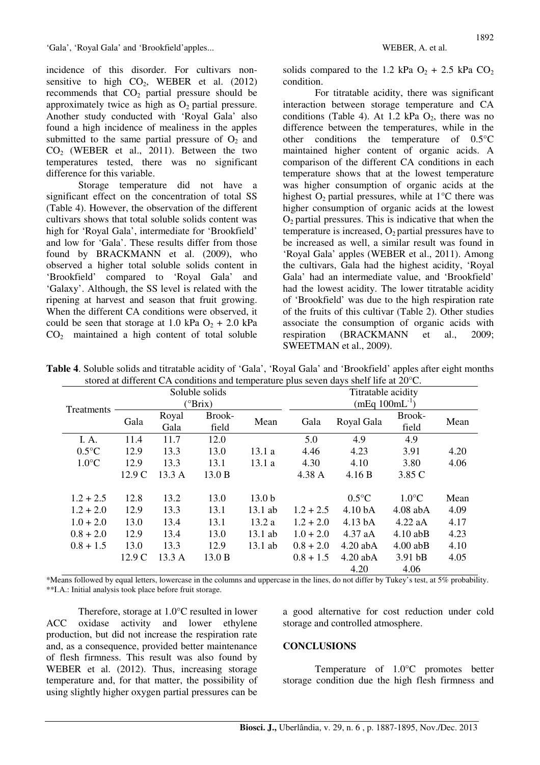incidence of this disorder. For cultivars non-sensitive to high $CO_2$, WEBER et al. (2012) recommends that $CO_2$ partial pressure should be approximately twice as high as $O_2$ partial pressure. Another study conducted with 'Royal Gala' also found a high incidence of mealiness in the apples submitted to the same partial pressure of $O_2$ and $CO_2$ (WEBER et al., 2011). Between the two temperatures tested, there was no significant difference for this variable.

Storage temperature did not have a significant effect on the concentration of total SS (Table 4). However, the observation of the different cultivars shows that total soluble solids content was high for 'Royal Gala', intermediate for 'Brookfield' and low for 'Gala'. These results differ from those found by BRACKMANN et al. (2009), who observed a higher total soluble solids content in 'Brookfield' compared to 'Royal Gala' and 'Galaxy'. Although, the SS level is related with the ripening at harvest and season that fruit growing. When the different CA conditions were observed, it could be seen that storage at 1.0 kPa $O_2$ + 2.0 kPa $CO_2$ maintained a high content of total soluble solids compared to the 1.2 kPa $O_2$ + 2.5 kPa $CO_2$ condition.

For titratable acidity, there was significant interaction between storage temperature and CA conditions (Table 4). At 1.2 kPa $O_2$, there was no difference between the temperatures, while in the other conditions the temperature of 0.5°C maintained higher content of organic acids. A comparison of the different CA conditions in each temperature shows that at the lowest temperature was higher consumption of organic acids at the highest $O_2$ partial pressures, while at 1°C there was higher consumption of organic acids at the lowest $O_2$ partial pressures. This is indicative that when the temperature is increased, $O_2$ partial pressures have to be increased as well, a similar result was found in 'Royal Gala' apples (WEBER et al., 2011). Among the cultivars, Gala had the highest acidity, 'Royal Gala' had an intermediate value, and 'Brookfield' had the lowest acidity. The lower titratable acidity of 'Brookfield' was due to the high respiration rate of the fruits of this cultivar (Table 2). Other studies associate the consumption of organic acids with respiration (BRACKMANN et al., 2009; SWEETMAN et al., 2009).

**Table 4**. Soluble solids and titratable acidity of 'Gala', 'Royal Gala' and 'Brookfield' apples after eight months stored at different CA conditions and temperature plus seven days shelf life at 20°C.

| Treatments | Soluble solids (°Brix) | | | | Titratable acidity (mEq 100mL$^{-1}$) | | | |
|---|---|---|---|---|---|---|---|---|
| | Gala | Royal Gala | Brook-field | Mean | Gala | Royal Gala | Brook-field | Mean |
| I. A. | 11.4 | 11.7 | 12.0 | | 5.0 | 4.9 | 4.9 | |
| 0.5°C | 12.9 | 13.3 | 13.0 | 13.1 a | 4.46 | 4.23 | 3.91 | 4.20 |
| 1.0°C | 12.9 | 13.3 | 13.1 | 13.1 a | 4.30 | 4.10 | 3.80 | 4.06 |
| | 12.9 C | 13.3 A | 13.0 B | | 4.38 A | 4.16 B | 3.85 C | |
| | | | | | | 0.5°C | 1.0°C | Mean |
| 1.2 + 2.5 | 12.8 | 13.2 | 13.0 | 13.0 b | 1.2 + 2.5 | 4.10 bA | 4.08 abA | 4.09 |
| 1.2 + 2.0 | 12.9 | 13.3 | 13.1 | 13.1 ab | 1.2 + 2.0 | 4.13 bA | 4.22 aA | 4.17 |
| 1.0 + 2.0 | 13.0 | 13.4 | 13.1 | 13.2 a | 1.0 + 2.0 | 4.37 aA | 4.10 abB | 4.23 |
| 0.8 + 2.0 | 12.9 | 13.4 | 13.0 | 13.1 ab | 0.8 + 2.0 | 4.20 abA | 4.00 abB | 4.10 |
| 0.8 + 1.5 | 13.0 | 13.3 | 12.9 | 13.1 ab | 0.8 + 1.5 | 4.20 abA | 3.91 bB | 4.05 |
| | 12.9 C | 13.3 A | 13.0 B | | | 4.20 | 4.06 | |

*Means followed by equal letters, lowercase in the columns and uppercase in the lines, do not differ by Tukey's test, at 5% probability.
**I.A.: Initial analysis took place before fruit storage.

Therefore, storage at 1.0°C resulted in lower ACC oxidase activity and lower ethylene production, but did not increase the respiration rate and, as a consequence, provided better maintenance of flesh firmness. This result was also found by WEBER et al. (2012). Thus, increasing storage temperature and, for that matter, the possibility of using slightly higher oxygen partial pressures can be a good alternative for cost reduction under cold storage and controlled atmosphere.

## CONCLUSIONS

Temperature of 1.0°C promotes better storage condition due the high flesh firmness and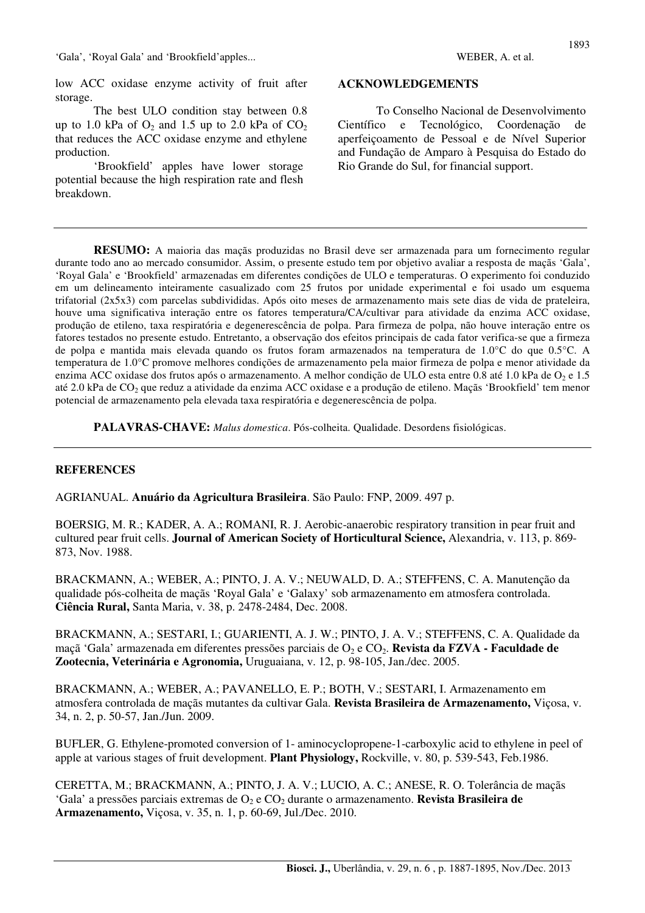low ACC oxidase enzyme activity of fruit after storage.

The best ULO condition stay between 0.8 up to 1.0 kPa of $O_2$ and 1.5 up to 2.0 kPa of $CO_2$ that reduces the ACC oxidase enzyme and ethylene production.

'Brookfield' apples have lower storage potential because the high respiration rate and flesh breakdown.

## ACKNOWLEDGEMENTS

To Conselho Nacional de Desenvolvimento Científico e Tecnológico, Coordenação de aperfeiçoamento de Pessoal e de Nível Superior and Fundação de Amparo à Pesquisa do Estado do Rio Grande do Sul, for financial support.

---

**RESUMO:** A maioria das maçãs produzidas no Brasil deve ser armazenada para um fornecimento regular durante todo ano ao mercado consumidor. Assim, o presente estudo tem por objetivo avaliar a resposta de maçãs 'Gala', 'Royal Gala' e 'Brookfield' armazenadas em diferentes condições de ULO e temperaturas. O experimento foi conduzido em um delineamento inteiramente casualizado com 25 frutos por unidade experimental e foi usado um esquema trifatorial (2x5x3) com parcelas subdivididas. Após oito meses de armazenamento mais sete dias de vida de prateleira, houve uma significativa interação entre os fatores temperatura/CA/cultivar para atividade da enzima ACC oxidase, produção de etileno, taxa respiratória e degenerescência de polpa. Para firmeza de polpa, não houve interação entre os fatores testados no presente estudo. Entretanto, a observação dos efeitos principais de cada fator verifica-se que a firmeza de polpa e mantida mais elevada quando os frutos foram armazenados na temperatura de 1.0°C do que 0.5°C. A temperatura de 1.0°C promove melhores condições de armazenamento pela maior firmeza de polpa e menor atividade da enzima ACC oxidase dos frutos após o armazenamento. A melhor condição de ULO esta entre 0.8 até 1.0 kPa de $O_2$ e 1.5 até 2.0 kPa de $CO_2$ que reduz a atividade da enzima ACC oxidase e a produção de etileno. Maçãs 'Brookfield' tem menor potencial de armazenamento pela elevada taxa respiratória e degenerescência de polpa.

**PALAVRAS-CHAVE:** *Malus domestica*. Pós-colheita. Qualidade. Desordens fisiológicas.

---

## REFERENCES

AGRIANUAL. **Anuário da Agricultura Brasileira**. São Paulo: FNP, 2009. 497 p.

BOERSIG, M. R.; KADER, A. A.; ROMANI, R. J. Aerobic-anaerobic respiratory transition in pear fruit and cultured pear fruit cells. **Journal of American Society of Horticultural Science,** Alexandria, v. 113, p. 869-873, Nov. 1988.

BRACKMANN, A.; WEBER, A.; PINTO, J. A. V.; NEUWALD, D. A.; STEFFENS, C. A. Manutenção da qualidade pós-colheita de maçãs 'Royal Gala' e 'Galaxy' sob armazenamento em atmosfera controlada. **Ciência Rural,** Santa Maria, v. 38, p. 2478-2484, Dec. 2008.

BRACKMANN, A.; SESTARI, I.; GUARIENTI, A. J. W.; PINTO, J. A. V.; STEFFENS, C. A. Qualidade da maçã 'Gala' armazenada em diferentes pressões parciais de $O_2$ e $CO_2$. **Revista da FZVA - Faculdade de Zootecnia, Veterinária e Agronomia,** Uruguaiana, v. 12, p. 98-105, Jan./dec. 2005.

BRACKMANN, A.; WEBER, A.; PAVANELLO, E. P.; BOTH, V.; SESTARI, I. Armazenamento em atmosfera controlada de maçãs mutantes da cultivar Gala. **Revista Brasileira de Armazenamento,** Viçosa, v. 34, n. 2, p. 50-57, Jan./Jun. 2009.

BUFLER, G. Ethylene-promoted conversion of 1- aminocyclopropene-1-carboxylic acid to ethylene in peel of apple at various stages of fruit development. **Plant Physiology,** Rockville, v. 80, p. 539-543, Feb.1986.

CERETTA, M.; BRACKMANN, A.; PINTO, J. A. V.; LUCIO, A. C.; ANESE, R. O. Tolerância de maçãs 'Gala' a pressões parciais extremas de $O_2$ e $CO_2$ durante o armazenamento. **Revista Brasileira de Armazenamento,** Viçosa, v. 35, n. 1, p. 60-69, Jul./Dec. 2010.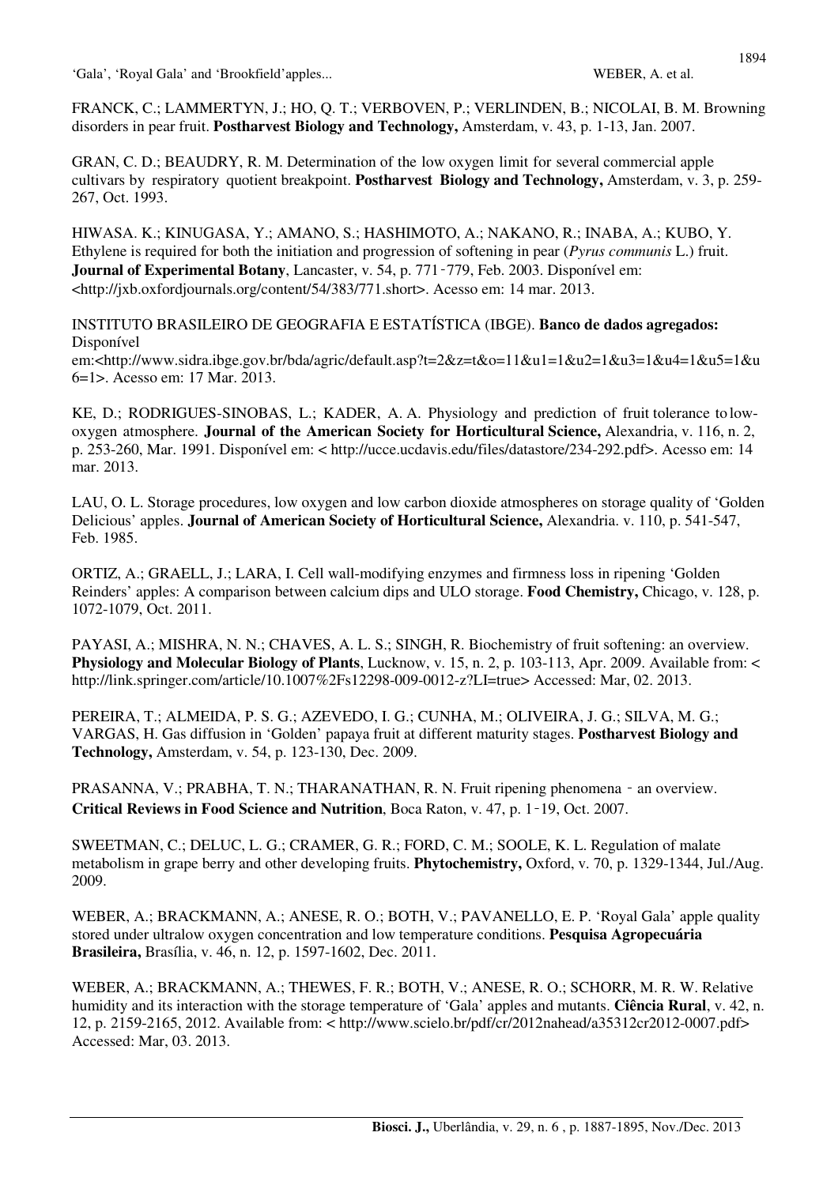FRANCK, C.; LAMMERTYN, J.; HO, Q. T.; VERBOVEN, P.; VERLINDEN, B.; NICOLAI, B. M. Browning disorders in pear fruit. **Postharvest Biology and Technology,** Amsterdam, v. 43, p. 1-13, Jan. 2007.

GRAN, C. D.; BEAUDRY, R. M. Determination of the low oxygen limit for several commercial apple cultivars by respiratory quotient breakpoint. **Postharvest Biology and Technology,** Amsterdam, v. 3, p. 259-267, Oct. 1993.

HIWASA. K.; KINUGASA, Y.; AMANO, S.; HASHIMOTO, A.; NAKANO, R.; INABA, A.; KUBO, Y. Ethylene is required for both the initiation and progression of softening in pear (*Pyrus communis* L.) fruit. **Journal of Experimental Botany**, Lancaster, v. 54, p. 771‑779, Feb. 2003. Disponível em: <http://jxb.oxfordjournals.org/content/54/383/771.short>. Acesso em: 14 mar. 2013.

INSTITUTO BRASILEIRO DE GEOGRAFIA E ESTATÍSTICA (IBGE). **Banco de dados agregados:** Disponível em:<http://www.sidra.ibge.gov.br/bda/agric/default.asp?t=2&z=t&o=11&u1=1&u2=1&u3=1&u4=1&u5=1&u6=1>. Acesso em: 17 Mar. 2013.

KE, D.; RODRIGUES-SINOBAS, L.; KADER, A. A. Physiology and prediction of fruit tolerance to low-oxygen atmosphere. **Journal of the American Society for Horticultural Science,** Alexandria, v. 116, n. 2, p. 253-260, Mar. 1991. Disponível em: < http://ucce.ucdavis.edu/files/datastore/234-292.pdf>. Acesso em: 14 mar. 2013.

LAU, O. L. Storage procedures, low oxygen and low carbon dioxide atmospheres on storage quality of 'Golden Delicious' apples. **Journal of American Society of Horticultural Science,** Alexandria. v. 110, p. 541-547, Feb. 1985.

ORTIZ, A.; GRAELL, J.; LARA, I. Cell wall-modifying enzymes and firmness loss in ripening 'Golden Reinders' apples: A comparison between calcium dips and ULO storage. **Food Chemistry,** Chicago, v. 128, p. 1072-1079, Oct. 2011.

PAYASI, A.; MISHRA, N. N.; CHAVES, A. L. S.; SINGH, R. Biochemistry of fruit softening: an overview. **Physiology and Molecular Biology of Plants**, Lucknow, v. 15, n. 2, p. 103-113, Apr. 2009. Available from: < http://link.springer.com/article/10.1007%2Fs12298-009-0012-z?LI=true> Accessed: Mar, 02. 2013.

PEREIRA, T.; ALMEIDA, P. S. G.; AZEVEDO, I. G.; CUNHA, M.; OLIVEIRA, J. G.; SILVA, M. G.; VARGAS, H. Gas diffusion in 'Golden' papaya fruit at different maturity stages. **Postharvest Biology and Technology,** Amsterdam, v. 54, p. 123-130, Dec. 2009.

PRASANNA, V.; PRABHA, T. N.; THARANATHAN, R. N. Fruit ripening phenomena ‑ an overview. **Critical Reviews in Food Science and Nutrition**, Boca Raton, v. 47, p. 1‑19, Oct. 2007.

SWEETMAN, C.; DELUC, L. G.; CRAMER, G. R.; FORD, C. M.; SOOLE, K. L. Regulation of malate metabolism in grape berry and other developing fruits. **Phytochemistry,** Oxford, v. 70, p. 1329-1344, Jul./Aug. 2009.

WEBER, A.; BRACKMANN, A.; ANESE, R. O.; BOTH, V.; PAVANELLO, E. P. 'Royal Gala' apple quality stored under ultralow oxygen concentration and low temperature conditions. **Pesquisa Agropecuária Brasileira,** Brasília, v. 46, n. 12, p. 1597-1602, Dec. 2011.

WEBER, A.; BRACKMANN, A.; THEWES, F. R.; BOTH, V.; ANESE, R. O.; SCHORR, M. R. W. Relative humidity and its interaction with the storage temperature of 'Gala' apples and mutants. **Ciência Rural**, v. 42, n. 12, p. 2159-2165, 2012. Available from: < http://www.scielo.br/pdf/cr/2012nahead/a35312cr2012-0007.pdf> Accessed: Mar, 03. 2013.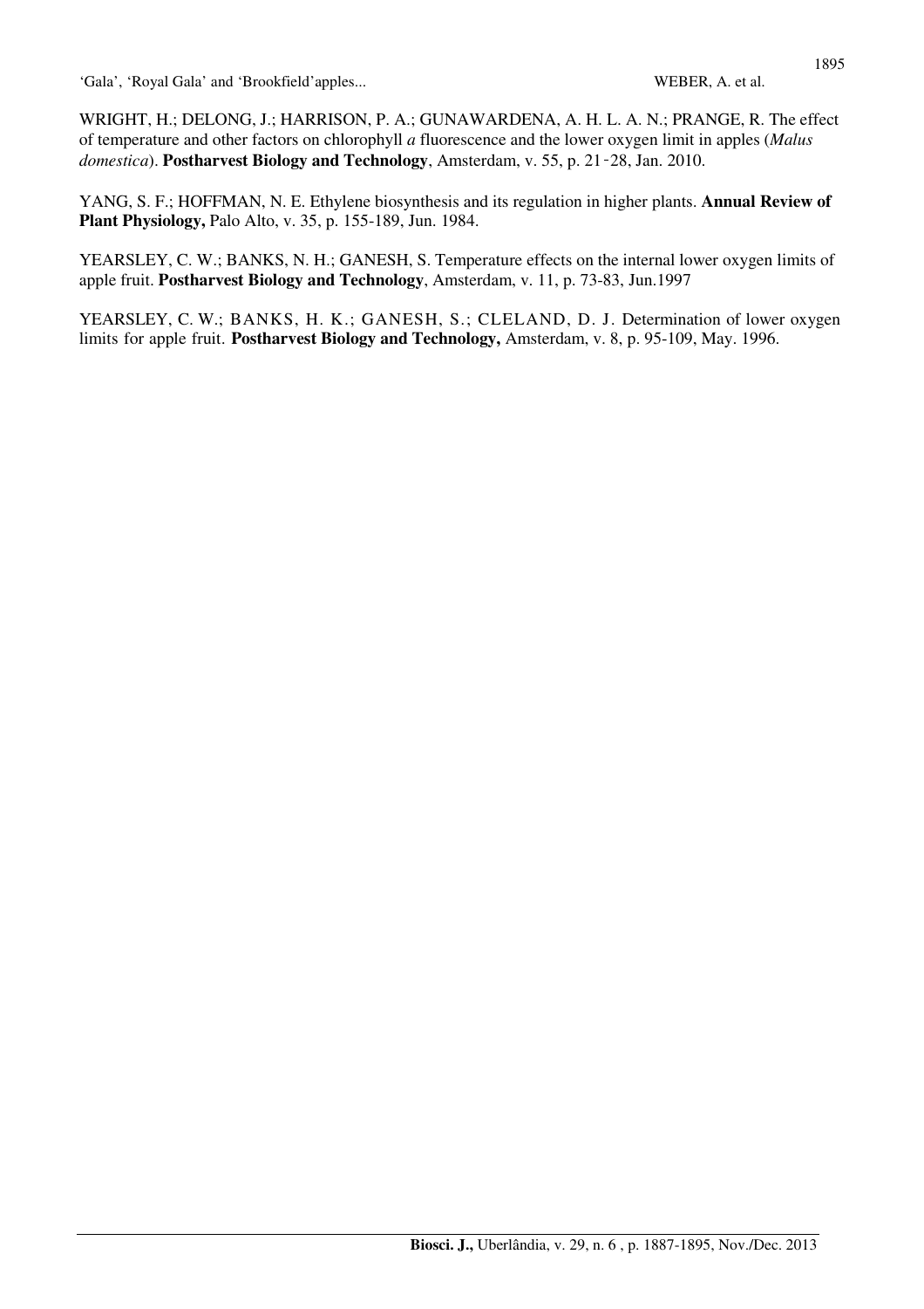WRIGHT, H.; DELONG, J.; HARRISON, P. A.; GUNAWARDENA, A. H. L. A. N.; PRANGE, R. The effect of temperature and other factors on chlorophyll *a* fluorescence and the lower oxygen limit in apples (*Malus domestica*). **Postharvest Biology and Technology**, Amsterdam, v. 55, p. 21‑28, Jan. 2010.

YANG, S. F.; HOFFMAN, N. E. Ethylene biosynthesis and its regulation in higher plants. **Annual Review of Plant Physiology,** Palo Alto, v. 35, p. 155-189, Jun. 1984.

YEARSLEY, C. W.; BANKS, N. H.; GANESH, S. Temperature effects on the internal lower oxygen limits of apple fruit. **Postharvest Biology and Technology**, Amsterdam, v. 11, p. 73-83, Jun.1997

YEARSLEY, C. W.; BANKS, H. K.; GANESH, S.; CLELAND, D. J. Determination of lower oxygen limits for apple fruit. **Postharvest Biology and Technology,** Amsterdam, v. 8, p. 95-109, May. 1996.